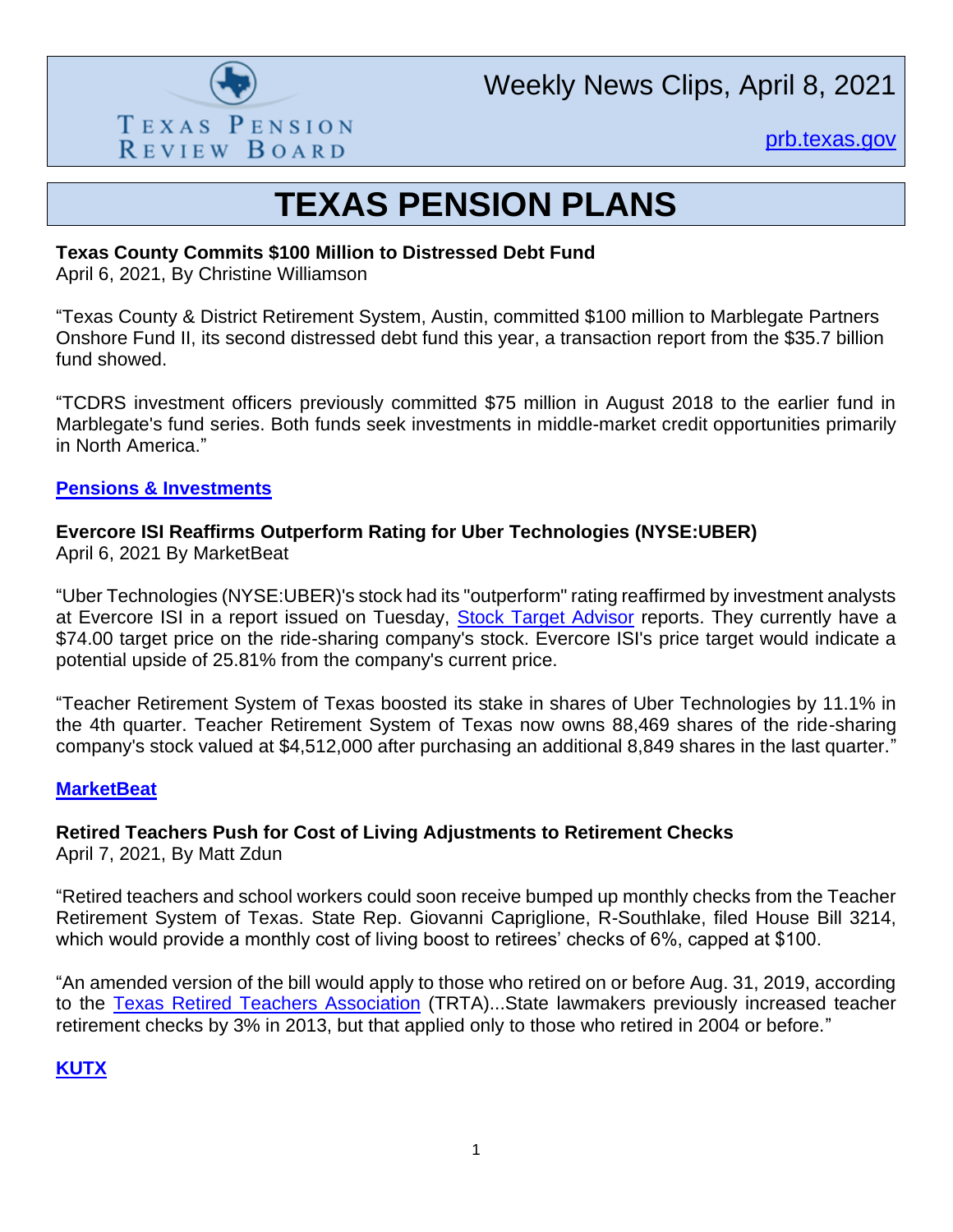Texas Pension Review Board

Weekly News Clips, April 8, 2021

[prb.texas.gov](prb.texas.gov)

# TEXAS PENSION PLANS

**Texas County Commits $100 Million to Distressed Debt Fund**
April 6, 2021, By Christine Williamson

"Texas County & District Retirement System, Austin, committed $100 million to Marblegate Partners Onshore Fund II, its second distressed debt fund this year, a transaction report from the $35.7 billion fund showed.

"TCDRS investment officers previously committed $75 million in August 2018 to the earlier fund in Marblegate's fund series. Both funds seek investments in middle-market credit opportunities primarily in North America."

**[Pensions & Investments]()**

**Evercore ISI Reaffirms Outperform Rating for Uber Technologies (NYSE:UBER)**
April 6, 2021 By MarketBeat

"Uber Technologies (NYSE:UBER)'s stock had its "outperform" rating reaffirmed by investment analysts at Evercore ISI in a report issued on Tuesday, [Stock Target Advisor]() reports. They currently have a $74.00 target price on the ride-sharing company's stock. Evercore ISI's price target would indicate a potential upside of 25.81% from the company's current price.

"Teacher Retirement System of Texas boosted its stake in shares of Uber Technologies by 11.1% in the 4th quarter. Teacher Retirement System of Texas now owns 88,469 shares of the ride-sharing company's stock valued at $4,512,000 after purchasing an additional 8,849 shares in the last quarter."

**[MarketBeat]()**

**Retired Teachers Push for Cost of Living Adjustments to Retirement Checks**
April 7, 2021, By Matt Zdun

"Retired teachers and school workers could soon receive bumped up monthly checks from the Teacher Retirement System of Texas. State Rep. Giovanni Capriglione, R-Southlake, filed House Bill 3214, which would provide a monthly cost of living boost to retirees' checks of 6%, capped at $100.

"An amended version of the bill would apply to those who retired on or before Aug. 31, 2019, according to the [Texas Retired Teachers Association]() (TRTA)...State lawmakers previously increased teacher retirement checks by 3% in 2013, but that applied only to those who retired in 2004 or before."

**[KUTX]()**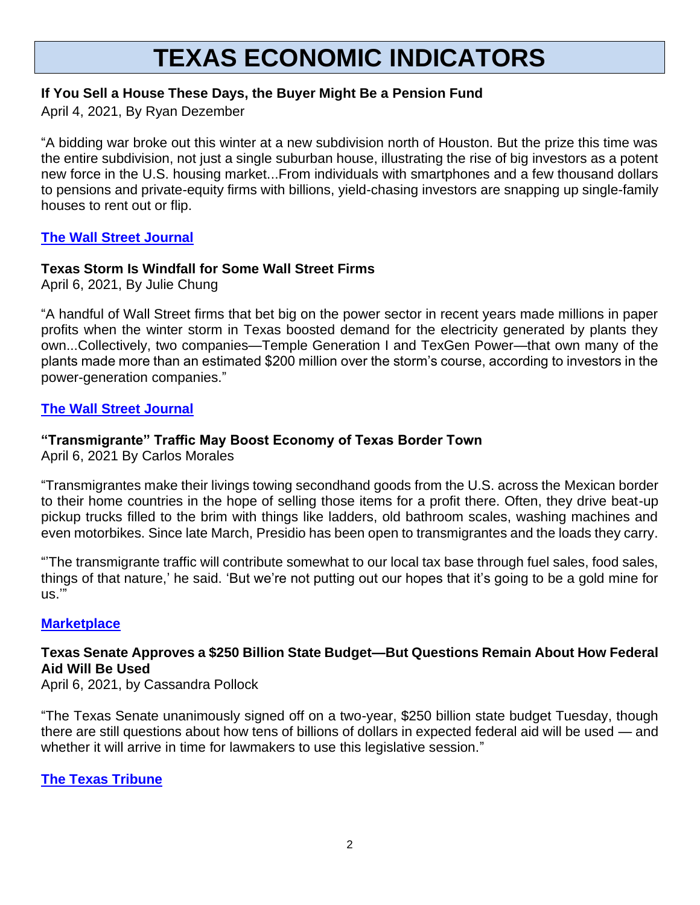# TEXAS ECONOMIC INDICATORS

**If You Sell a House These Days, the Buyer Might Be a Pension Fund**

April 4, 2021, By Ryan Dezember

"A bidding war broke out this winter at a new subdivision north of Houston. But the prize this time was the entire subdivision, not just a single suburban house, illustrating the rise of big investors as a potent new force in the U.S. housing market...From individuals with smartphones and a few thousand dollars to pensions and private-equity firms with billions, yield-chasing investors are snapping up single-family houses to rent out or flip.

**The Wall Street Journal**

**Texas Storm Is Windfall for Some Wall Street Firms**

April 6, 2021, By Julie Chung

"A handful of Wall Street firms that bet big on the power sector in recent years made millions in paper profits when the winter storm in Texas boosted demand for the electricity generated by plants they own...Collectively, two companies—Temple Generation I and TexGen Power—that own many of the plants made more than an estimated $200 million over the storm's course, according to investors in the power-generation companies."

**The Wall Street Journal**

**"Transmigrante" Traffic May Boost Economy of Texas Border Town**

April 6, 2021 By Carlos Morales

"Transmigrantes make their livings towing secondhand goods from the U.S. across the Mexican border to their home countries in the hope of selling those items for a profit there. Often, they drive beat-up pickup trucks filled to the brim with things like ladders, old bathroom scales, washing machines and even motorbikes. Since late March, Presidio has been open to transmigrantes and the loads they carry.

"'The transmigrante traffic will contribute somewhat to our local tax base through fuel sales, food sales, things of that nature,' he said. 'But we're not putting out our hopes that it's going to be a gold mine for us.'"

**Marketplace**

**Texas Senate Approves a $250 Billion State Budget—But Questions Remain About How Federal Aid Will Be Used**

April 6, 2021, by Cassandra Pollock

"The Texas Senate unanimously signed off on a two-year, $250 billion state budget Tuesday, though there are still questions about how tens of billions of dollars in expected federal aid will be used — and whether it will arrive in time for lawmakers to use this legislative session."

**The Texas Tribune**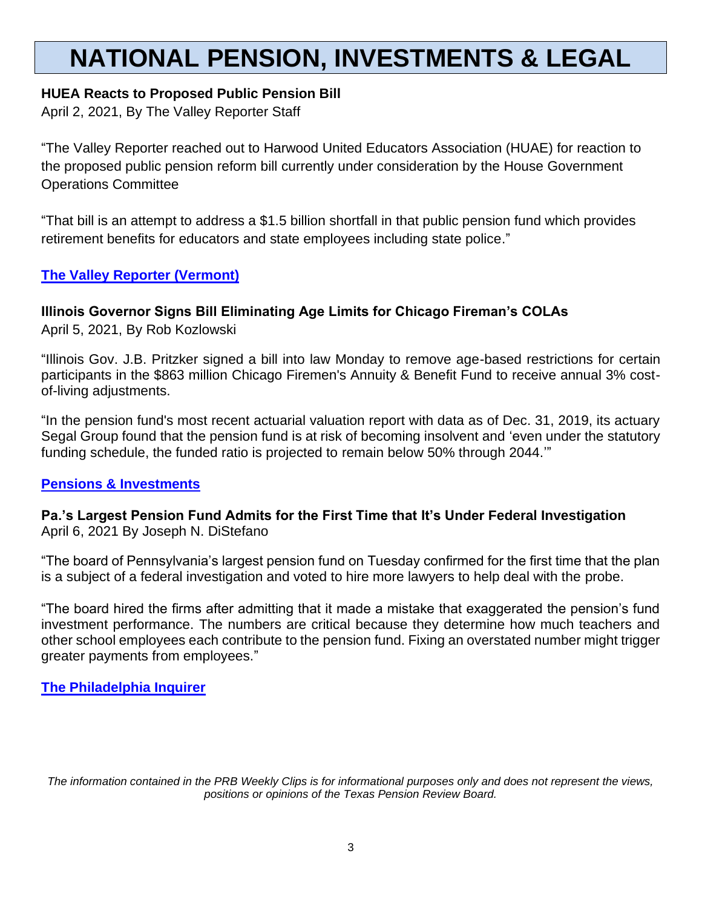# NATIONAL PENSION, INVESTMENTS & LEGAL

**HUEA Reacts to Proposed Public Pension Bill**
April 2, 2021, By The Valley Reporter Staff

"The Valley Reporter reached out to Harwood United Educators Association (HUAE) for reaction to the proposed public pension reform bill currently under consideration by the House Government Operations Committee

"That bill is an attempt to address a $1.5 billion shortfall in that public pension fund which provides retirement benefits for educators and state employees including state police."

**The Valley Reporter (Vermont)**

**Illinois Governor Signs Bill Eliminating Age Limits for Chicago Fireman's COLAs**
April 5, 2021, By Rob Kozlowski

"Illinois Gov. J.B. Pritzker signed a bill into law Monday to remove age-based restrictions for certain participants in the $863 million Chicago Firemen's Annuity & Benefit Fund to receive annual 3% cost-of-living adjustments.

"In the pension fund's most recent actuarial valuation report with data as of Dec. 31, 2019, its actuary Segal Group found that the pension fund is at risk of becoming insolvent and 'even under the statutory funding schedule, the funded ratio is projected to remain below 50% through 2044.'"

**Pensions & Investments**

**Pa.'s Largest Pension Fund Admits for the First Time that It's Under Federal Investigation**
April 6, 2021 By Joseph N. DiStefano

"The board of Pennsylvania's largest pension fund on Tuesday confirmed for the first time that the plan is a subject of a federal investigation and voted to hire more lawyers to help deal with the probe.

"The board hired the firms after admitting that it made a mistake that exaggerated the pension's fund investment performance. The numbers are critical because they determine how much teachers and other school employees each contribute to the pension fund. Fixing an overstated number might trigger greater payments from employees."

**The Philadelphia Inquirer**

*The information contained in the PRB Weekly Clips is for informational purposes only and does not represent the views, positions or opinions of the Texas Pension Review Board.*